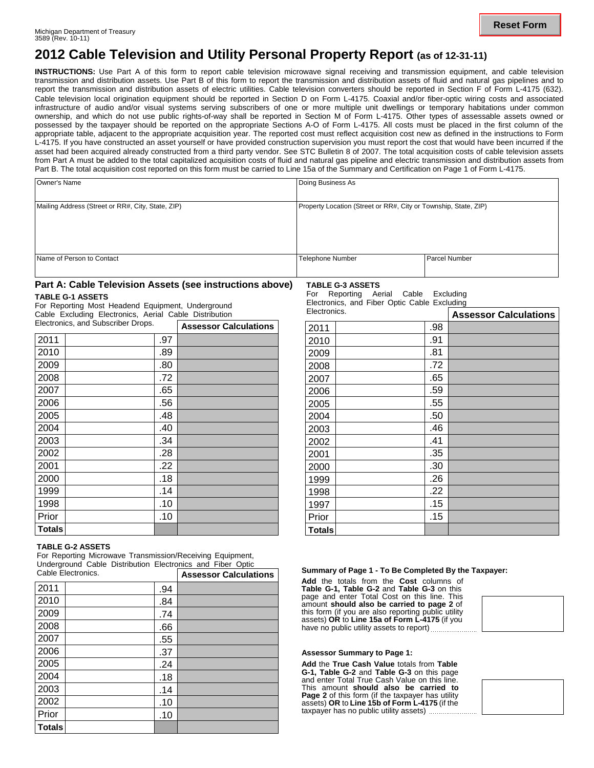Michigan Department of Treasury
3589 (Rev. 10-11)

Reset Form

# 2012 Cable Television and Utility Personal Property Report (as of 12-31-11)

**INSTRUCTIONS:** Use Part A of this form to report cable television microwave signal receiving and transmission equipment, and cable television transmission and distribution assets. Use Part B of this form to report the transmission and distribution assets of fluid and natural gas pipelines and to report the transmission and distribution assets of electric utilities. Cable television converters should be reported in Section F of Form L-4175 (632). Cable television local origination equipment should be reported in Section D on Form L-4175. Coaxial and/or fiber-optic wiring costs and associated infrastructure of audio and/or visual systems serving subscribers of one or more multiple unit dwellings or temporary habitations under common ownership, and which do not use public rights-of-way shall be reported in Section M of Form L-4175. Other types of assessable assets owned or possessed by the taxpayer should be reported on the appropriate Sections A-O of Form L-4175. All costs must be placed in the first column of the appropriate table, adjacent to the appropriate acquisition year. The reported cost must reflect acquisition cost new as defined in the instructions to Form L-4175. If you have constructed an asset yourself or have provided construction supervision you must report the cost that would have been incurred if the asset had been acquired already constructed from a third party vendor. See STC Bulletin 8 of 2007. The total acquisition costs of cable television assets from Part A must be added to the total capitalized acquisition costs of fluid and natural gas pipeline and electric transmission and distribution assets from Part B. The total acquisition cost reported on this form must be carried to Line 15a of the Summary and Certification on Page 1 of Form L-4175.

| Owner's Name | Doing Business As | |
|---|---|---|
| Mailing Address (Street or RR#, City, State, ZIP) | Property Location (Street or RR#, City or Township, State, ZIP) | |
| Name of Person to Contact | Telephone Number | Parcel Number |

## Part A: Cable Television Assets (see instructions above)

**TABLE G-1 ASSETS**

For Reporting Most Headend Equipment, Underground Cable Excluding Electronics, Aerial Cable Distribution Electronics, and Subscriber Drops.

| Year | Cost | Multiplier | Assessor Calculations |
|---|---|---|---|
| 2011 | | .97 | |
| 2010 | | .89 | |
| 2009 | | .80 | |
| 2008 | | .72 | |
| 2007 | | .65 | |
| 2006 | | .56 | |
| 2005 | | .48 | |
| 2004 | | .40 | |
| 2003 | | .34 | |
| 2002 | | .28 | |
| 2001 | | .22 | |
| 2000 | | .18 | |
| 1999 | | .14 | |
| 1998 | | .10 | |
| Prior | | .10 | |
| **Totals** | | | |

**TABLE G-2 ASSETS**

For Reporting Microwave Transmission/Receiving Equipment, Underground Cable Distribution Electronics and Fiber Optic Cable Electronics.

| Year | Cost | Multiplier | Assessor Calculations |
|---|---|---|---|
| 2011 | | .94 | |
| 2010 | | .84 | |
| 2009 | | .74 | |
| 2008 | | .66 | |
| 2007 | | .55 | |
| 2006 | | .37 | |
| 2005 | | .24 | |
| 2004 | | .18 | |
| 2003 | | .14 | |
| 2002 | | .10 | |
| Prior | | .10 | |
| **Totals** | | | |

**TABLE G-3 ASSETS**

For Reporting Aerial Cable Excluding Electronics, and Fiber Optic Cable Excluding Electronics.

| Year | Cost | Multiplier | Assessor Calculations |
|---|---|---|---|
| 2011 | | .98 | |
| 2010 | | .91 | |
| 2009 | | .81 | |
| 2008 | | .72 | |
| 2007 | | .65 | |
| 2006 | | .59 | |
| 2005 | | .55 | |
| 2004 | | .50 | |
| 2003 | | .46 | |
| 2002 | | .41 | |
| 2001 | | .35 | |
| 2000 | | .30 | |
| 1999 | | .26 | |
| 1998 | | .22 | |
| 1997 | | .15 | |
| Prior | | .15 | |
| **Totals** | | | |

**Summary of Page 1 - To Be Completed By the Taxpayer:**

**Add** the totals from the **Cost** columns of **Table G-1, Table G-2** and **Table G-3** on this page and enter Total Cost on this line. This amount **should also be carried to page 2** of this form (if you are also reporting public utility assets) **OR** to **Line 15a of Form L-4175** (if you have no public utility assets to report) ........................

**Assessor Summary to Page 1:**

**Add** the **True Cash Value** totals from **Table G-1, Table G-2** and **Table G-3** on this page and enter Total True Cash Value on this line. This amount **should also be carried to Page 2** of this form (if the taxpayer has utility assets) **OR** to **Line 15b of Form L-4175** (if the taxpayer has no public utility assets) ........................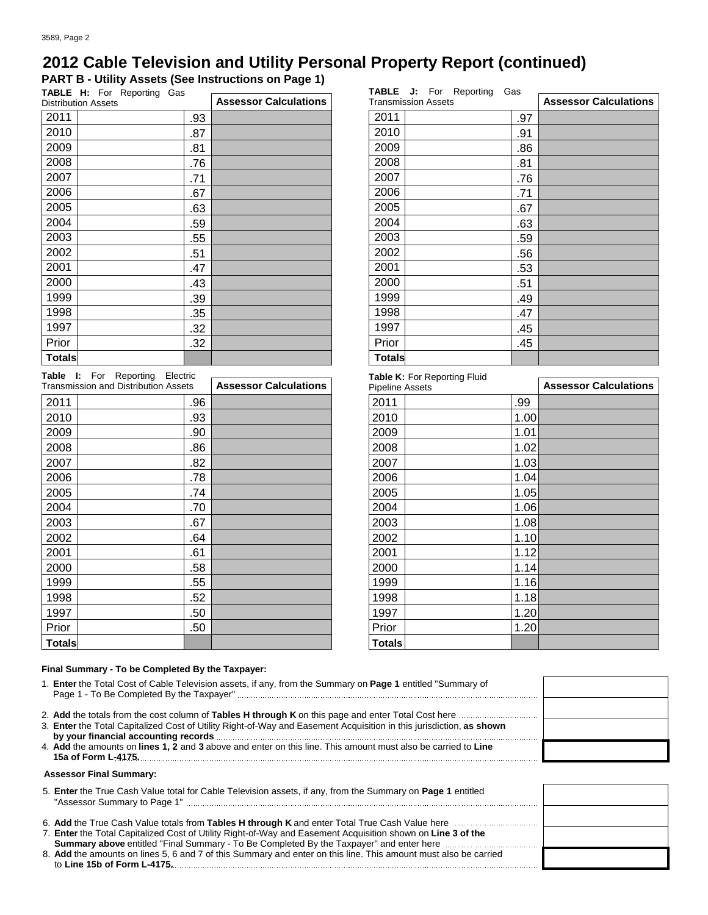# 2012 Cable Television and Utility Personal Property Report (continued)

## PART B - Utility Assets (See Instructions on Page 1)

**TABLE H:** For Reporting Gas Distribution Assets

| | | | Assessor Calculations |
|---|---|---|---|
| 2011 | | .93 | |
| 2010 | | .87 | |
| 2009 | | .81 | |
| 2008 | | .76 | |
| 2007 | | .71 | |
| 2006 | | .67 | |
| 2005 | | .63 | |
| 2004 | | .59 | |
| 2003 | | .55 | |
| 2002 | | .51 | |
| 2001 | | .47 | |
| 2000 | | .43 | |
| 1999 | | .39 | |
| 1998 | | .35 | |
| 1997 | | .32 | |
| Prior | | .32 | |
| **Totals** | | | |

**TABLE J:** For Reporting Gas Transmission Assets

| | | | Assessor Calculations |
|---|---|---|---|
| 2011 | | .97 | |
| 2010 | | .91 | |
| 2009 | | .86 | |
| 2008 | | .81 | |
| 2007 | | .76 | |
| 2006 | | .71 | |
| 2005 | | .67 | |
| 2004 | | .63 | |
| 2003 | | .59 | |
| 2002 | | .56 | |
| 2001 | | .53 | |
| 2000 | | .51 | |
| 1999 | | .49 | |
| 1998 | | .47 | |
| 1997 | | .45 | |
| Prior | | .45 | |
| **Totals** | | | |

**Table I:** For Reporting Electric Transmission and Distribution Assets

| | | | Assessor Calculations |
|---|---|---|---|
| 2011 | | .96 | |
| 2010 | | .93 | |
| 2009 | | .90 | |
| 2008 | | .86 | |
| 2007 | | .82 | |
| 2006 | | .78 | |
| 2005 | | .74 | |
| 2004 | | .70 | |
| 2003 | | .67 | |
| 2002 | | .64 | |
| 2001 | | .61 | |
| 2000 | | .58 | |
| 1999 | | .55 | |
| 1998 | | .52 | |
| 1997 | | .50 | |
| Prior | | .50 | |
| **Totals** | | | |

**Table K:** For Reporting Fluid Pipeline Assets

| | | | Assessor Calculations |
|---|---|---|---|
| 2011 | | .99 | |
| 2010 | | 1.00 | |
| 2009 | | 1.01 | |
| 2008 | | 1.02 | |
| 2007 | | 1.03 | |
| 2006 | | 1.04 | |
| 2005 | | 1.05 | |
| 2004 | | 1.06 | |
| 2003 | | 1.08 | |
| 2002 | | 1.10 | |
| 2001 | | 1.12 | |
| 2000 | | 1.14 | |
| 1999 | | 1.16 | |
| 1998 | | 1.18 | |
| 1997 | | 1.20 | |
| Prior | | 1.20 | |
| **Totals** | | | |

**Final Summary - To be Completed By the Taxpayer:**

1. **Enter** the Total Cost of Cable Television assets, if any, from the Summary on **Page 1** entitled "Summary of Page 1 - To Be Completed By the Taxpayer" ..........
2. **Add** the totals from the cost column of **Tables H through K** on this page and enter Total Cost here ..........
3. **Enter** the Total Capitalized Cost of Utility Right-of-Way and Easement Acquisition in this jurisdiction, **as shown by your financial accounting records** ..........
4. **Add** the amounts on **lines 1, 2** and **3** above and enter on this line. This amount must also be carried to **Line 15a of Form L-4175.** ..........

**Assessor Final Summary:**

5. **Enter** the True Cash Value total for Cable Television assets, if any, from the Summary on **Page 1** entitled "Assessor Summary to Page 1" ..........
6. **Add** the True Cash Value totals from **Tables H through K** and enter Total True Cash Value here ..........
7. **Enter** the Total Capitalized Cost of Utility Right-of-Way and Easement Acquisition shown on **Line 3 of the Summary above** entitled "Final Summary - To Be Completed By the Taxpayer" and enter here ..........
8. **Add** the amounts on lines 5, 6 and 7 of this Summary and enter on this line. This amount must also be carried to **Line 15b of Form L-4175.** ..........